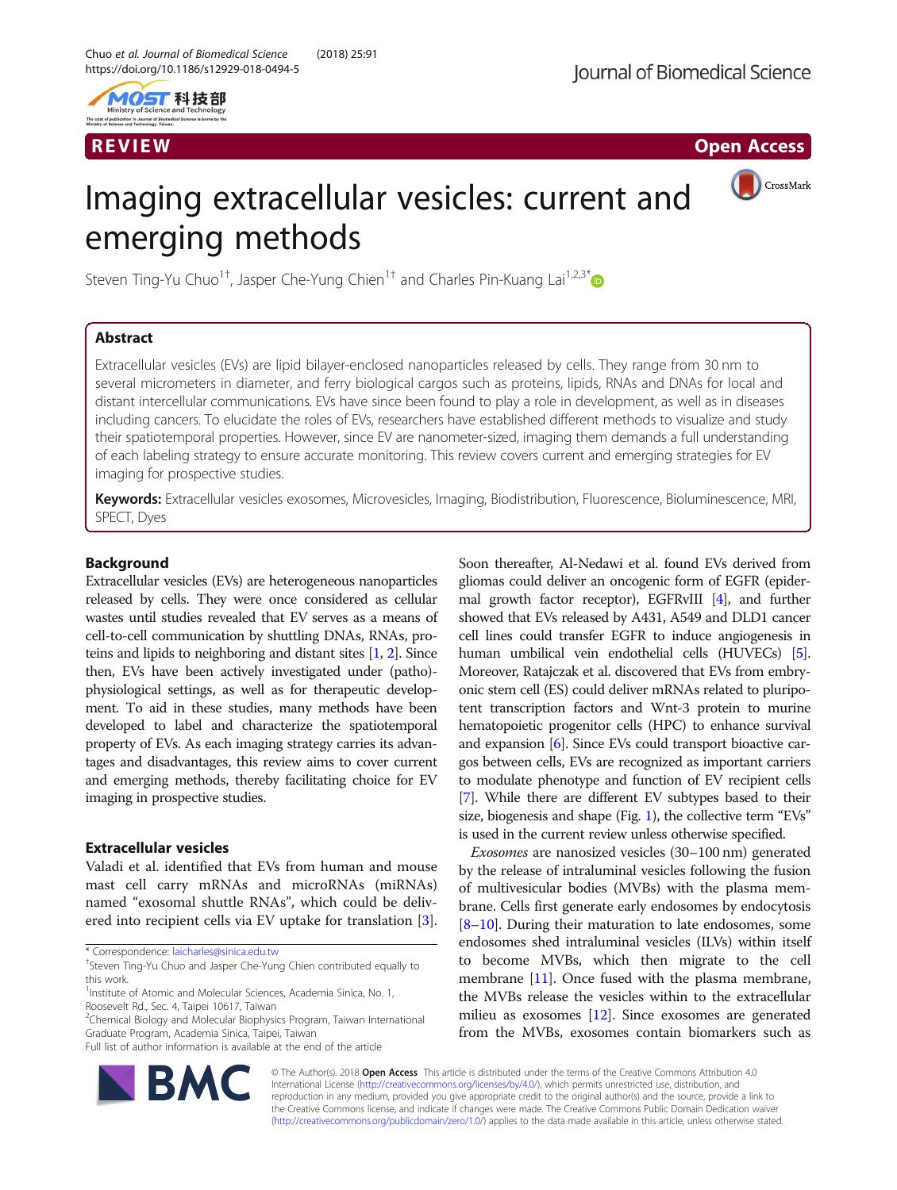REVIEW

Open Access

# Imaging extracellular vesicles: current and emerging methods

Steven Ting-Yu Chuo[1†], Jasper Che-Yung Chien[1†] and Charles Pin-Kuang Lai[1,2,3*]

## Abstract

Extracellular vesicles (EVs) are lipid bilayer-enclosed nanoparticles released by cells. They range from 30 nm to several micrometers in diameter, and ferry biological cargos such as proteins, lipids, RNAs and DNAs for local and distant intercellular communications. EVs have since been found to play a role in development, as well as in diseases including cancers. To elucidate the roles of EVs, researchers have established different methods to visualize and study their spatiotemporal properties. However, since EV are nanometer-sized, imaging them demands a full understanding of each labeling strategy to ensure accurate monitoring. This review covers current and emerging strategies for EV imaging for prospective studies.

**Keywords:** Extracellular vesicles exosomes, Microvesicles, Imaging, Biodistribution, Fluorescence, Bioluminescence, MRI, SPECT, Dyes

## Background

Extracellular vesicles (EVs) are heterogeneous nanoparticles released by cells. They were once considered as cellular wastes until studies revealed that EV serves as a means of cell-to-cell communication by shuttling DNAs, RNAs, proteins and lipids to neighboring and distant sites [1, 2]. Since then, EVs have been actively investigated under (patho)-physiological settings, as well as for therapeutic development. To aid in these studies, many methods have been developed to label and characterize the spatiotemporal property of EVs. As each imaging strategy carries its advantages and disadvantages, this review aims to cover current and emerging methods, thereby facilitating choice for EV imaging in prospective studies.

## Extracellular vesicles

Valadi et al. identified that EVs from human and mouse mast cell carry mRNAs and microRNAs (miRNAs) named "exosomal shuttle RNAs", which could be delivered into recipient cells via EV uptake for translation [3]. Soon thereafter, Al-Nedawi et al. found EVs derived from gliomas could deliver an oncogenic form of EGFR (epidermal growth factor receptor), EGFRvIII [4], and further showed that EVs released by A431, A549 and DLD1 cancer cell lines could transfer EGFR to induce angiogenesis in human umbilical vein endothelial cells (HUVECs) [5]. Moreover, Ratajczak et al. discovered that EVs from embryonic stem cell (ES) could deliver mRNAs related to pluripotent transcription factors and Wnt-3 protein to murine hematopoietic progenitor cells (HPC) to enhance survival and expansion [6]. Since EVs could transport bioactive cargos between cells, EVs are recognized as important carriers to modulate phenotype and function of EV recipient cells [7]. While there are different EV subtypes based to their size, biogenesis and shape (Fig. 1), the collective term "EVs" is used in the current review unless otherwise specified.

*Exosomes* are nanosized vesicles (30–100 nm) generated by the release of intraluminal vesicles following the fusion of multivesicular bodies (MVBs) with the plasma membrane. Cells first generate early endosomes by endocytosis [8–10]. During their maturation to late endosomes, some endosomes shed intraluminal vesicles (ILVs) within itself to become MVBs, which then migrate to the cell membrane [11]. Once fused with the plasma membrane, the MVBs release the vesicles within to the extracellular milieu as exosomes [12]. Since exosomes are generated from the MVBs, exosomes contain biomarkers such as

---

* Correspondence: laicharles@sinica.edu.tw

†Steven Ting-Yu Chuo and Jasper Che-Yung Chien contributed equally to this work.

[1]Institute of Atomic and Molecular Sciences, Academia Sinica, No. 1, Roosevelt Rd., Sec. 4, Taipei 10617, Taiwan

[2]Chemical Biology and Molecular Biophysics Program, Taiwan International Graduate Program, Academia Sinica, Taipei, Taiwan

Full list of author information is available at the end of the article

© The Author(s). 2018 **Open Access** This article is distributed under the terms of the Creative Commons Attribution 4.0 International License (http://creativecommons.org/licenses/by/4.0/), which permits unrestricted use, distribution, and reproduction in any medium, provided you give appropriate credit to the original author(s) and the source, provide a link to the Creative Commons license, and indicate if changes were made. The Creative Commons Public Domain Dedication waiver (http://creativecommons.org/publicdomain/zero/1.0/) applies to the data made available in this article, unless otherwise stated.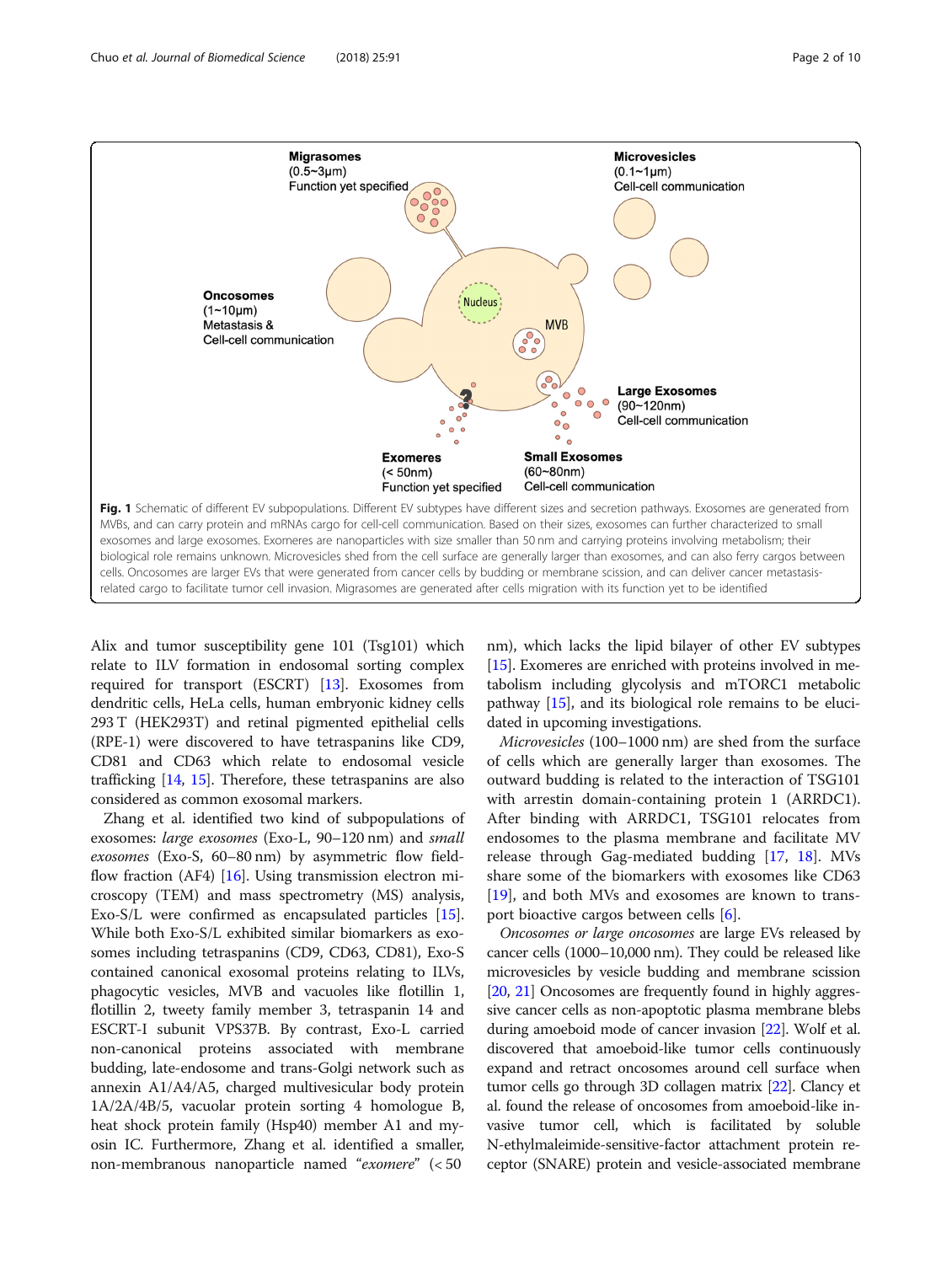Migrasomes
(0.5~3μm)
Function yet specified

Microvesicles
(0.1~1μm)
Cell-cell communication

Oncosomes
(1~10μm)
Metastasis &
Cell-cell communication

Nucleus

MVB

Large Exosomes
(90~120nm)
Cell-cell communication

Exomeres
(< 50nm)
Function yet specified

Small Exosomes
(60~80nm)
Cell-cell communication

**Fig. 1** Schematic of different EV subpopulations. Different EV subtypes have different sizes and secretion pathways. Exosomes are generated from MVBs, and can carry protein and mRNAs cargo for cell-cell communication. Based on their sizes, exosomes can further characterized to small exosomes and large exosomes. Exomeres are nanoparticles with size smaller than 50 nm and carrying proteins involving metabolism; their biological role remains unknown. Microvesicles shed from the cell surface are generally larger than exosomes, and can also ferry cargos between cells. Oncosomes are larger EVs that were generated from cancer cells by budding or membrane scission, and can deliver cancer metastasis-related cargo to facilitate tumor cell invasion. Migrasomes are generated after cells migration with its function yet to be identified

Alix and tumor susceptibility gene 101 (Tsg101) which relate to ILV formation in endosomal sorting complex required for transport (ESCRT) [13]. Exosomes from dendritic cells, HeLa cells, human embryonic kidney cells 293 T (HEK293T) and retinal pigmented epithelial cells (RPE-1) were discovered to have tetraspanins like CD9, CD81 and CD63 which relate to endosomal vesicle trafficking [14, 15]. Therefore, these tetraspanins are also considered as common exosomal markers.

Zhang et al. identified two kind of subpopulations of exosomes: *large exosomes* (Exo-L, 90–120 nm) and *small exosomes* (Exo-S, 60–80 nm) by asymmetric flow field-flow fraction (AF4) [16]. Using transmission electron microscopy (TEM) and mass spectrometry (MS) analysis, Exo-S/L were confirmed as encapsulated particles [15]. While both Exo-S/L exhibited similar biomarkers as exosomes including tetraspanins (CD9, CD63, CD81), Exo-S contained canonical exosomal proteins relating to ILVs, phagocytic vesicles, MVB and vacuoles like flotillin 1, flotillin 2, tweety family member 3, tetraspanin 14 and ESCRT-I subunit VPS37B. By contrast, Exo-L carried non-canonical proteins associated with membrane budding, late-endosome and trans-Golgi network such as annexin A1/A4/A5, charged multivesicular body protein 1A/2A/4B/5, vacuolar protein sorting 4 homologue B, heat shock protein family (Hsp40) member A1 and myosin IC. Furthermore, Zhang et al. identified a smaller, non-membranous nanoparticle named "*exomere*" (< 50 nm), which lacks the lipid bilayer of other EV subtypes [15]. Exomeres are enriched with proteins involved in metabolism including glycolysis and mTORC1 metabolic pathway [15], and its biological role remains to be elucidated in upcoming investigations.

*Microvesicles* (100–1000 nm) are shed from the surface of cells which are generally larger than exosomes. The outward budding is related to the interaction of TSG101 with arrestin domain-containing protein 1 (ARRDC1). After binding with ARRDC1, TSG101 relocates from endosomes to the plasma membrane and facilitate MV release through Gag-mediated budding [17, 18]. MVs share some of the biomarkers with exosomes like CD63 [19], and both MVs and exosomes are known to transport bioactive cargos between cells [6].

*Oncosomes or large oncosomes* are large EVs released by cancer cells (1000–10,000 nm). They could be released like microvesicles by vesicle budding and membrane scission [20, 21] Oncosomes are frequently found in highly aggressive cancer cells as non-apoptotic plasma membrane blebs during amoeboid mode of cancer invasion [22]. Wolf et al. discovered that amoeboid-like tumor cells continuously expand and retract oncosomes around cell surface when tumor cells go through 3D collagen matrix [22]. Clancy et al. found the release of oncosomes from amoeboid-like invasive tumor cell, which is facilitated by soluble N-ethylmaleimide-sensitive-factor attachment protein receptor (SNARE) protein and vesicle-associated membrane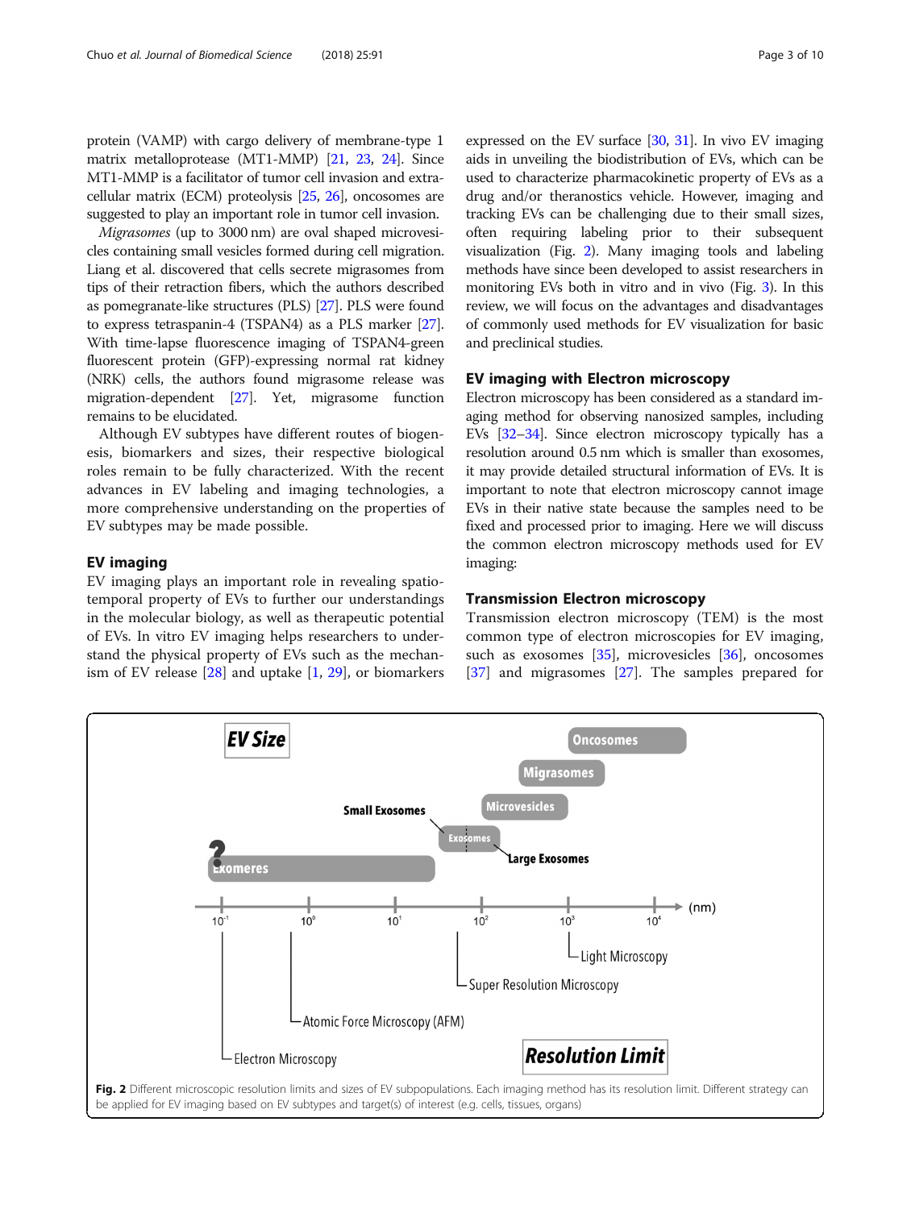protein (VAMP) with cargo delivery of membrane-type 1 matrix metalloprotease (MT1-MMP) [21, 23, 24]. Since MT1-MMP is a facilitator of tumor cell invasion and extracellular matrix (ECM) proteolysis [25, 26], oncosomes are suggested to play an important role in tumor cell invasion.

*Migrasomes* (up to 3000 nm) are oval shaped microvesicles containing small vesicles formed during cell migration. Liang et al. discovered that cells secrete migrasomes from tips of their retraction fibers, which the authors described as pomegranate-like structures (PLS) [27]. PLS were found to express tetraspanin-4 (TSPAN4) as a PLS marker [27]. With time-lapse fluorescence imaging of TSPAN4-green fluorescent protein (GFP)-expressing normal rat kidney (NRK) cells, the authors found migrasome release was migration-dependent [27]. Yet, migrasome function remains to be elucidated.

Although EV subtypes have different routes of biogenesis, biomarkers and sizes, their respective biological roles remain to be fully characterized. With the recent advances in EV labeling and imaging technologies, a more comprehensive understanding on the properties of EV subtypes may be made possible.

## EV imaging

EV imaging plays an important role in revealing spatiotemporal property of EVs to further our understandings in the molecular biology, as well as therapeutic potential of EVs. In vitro EV imaging helps researchers to understand the physical property of EVs such as the mechanism of EV release [28] and uptake [1, 29], or biomarkers expressed on the EV surface [30, 31]. In vivo EV imaging aids in unveiling the biodistribution of EVs, which can be used to characterize pharmacokinetic property of EVs as a drug and/or theranostics vehicle. However, imaging and tracking EVs can be challenging due to their small sizes, often requiring labeling prior to their subsequent visualization (Fig. 2). Many imaging tools and labeling methods have since been developed to assist researchers in monitoring EVs both in vitro and in vivo (Fig. 3). In this review, we will focus on the advantages and disadvantages of commonly used methods for EV visualization for basic and preclinical studies.

## EV imaging with Electron microscopy

Electron microscopy has been considered as a standard imaging method for observing nanosized samples, including EVs [32–34]. Since electron microscopy typically has a resolution around 0.5 nm which is smaller than exosomes, it may provide detailed structural information of EVs. It is important to note that electron microscopy cannot image EVs in their native state because the samples need to be fixed and processed prior to imaging. Here we will discuss the common electron microscopy methods used for EV imaging:

### Transmission Electron microscopy

Transmission electron microscopy (TEM) is the most common type of electron microscopies for EV imaging, such as exosomes [35], microvesicles [36], oncosomes [37] and migrasomes [27]. The samples prepared for

**Fig. 2** Different microscopic resolution limits and sizes of EV subpopulations. Each imaging method has its resolution limit. Different strategy can be applied for EV imaging based on EV subtypes and target(s) of interest (e.g. cells, tissues, organs)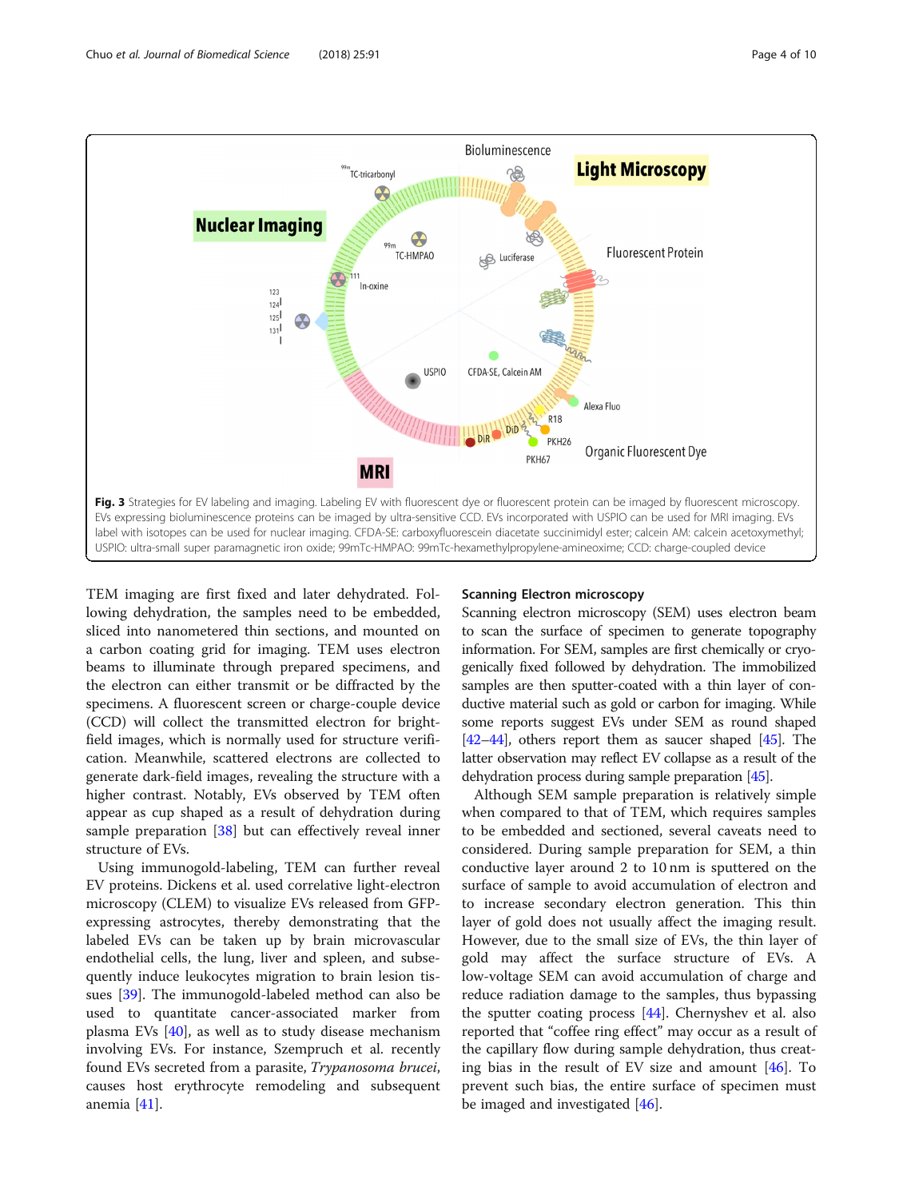Fig. 3 Strategies for EV labeling and imaging. Labeling EV with fluorescent dye or fluorescent protein can be imaged by fluorescent microscopy. EVs expressing bioluminescence proteins can be imaged by ultra-sensitive CCD. EVs incorporated with USPIO can be used for MRI imaging. EVs label with isotopes can be used for nuclear imaging. CFDA-SE: carboxyfluorescein diacetate succinimidyl ester; calcein AM: calcein acetoxymethyl; USPIO: ultra-small super paramagnetic iron oxide; 99mTc-HMPAO: 99mTc-hexamethylpropylene-amineoxime; CCD: charge-coupled device

TEM imaging are first fixed and later dehydrated. Following dehydration, the samples need to be embedded, sliced into nanometered thin sections, and mounted on a carbon coating grid for imaging. TEM uses electron beams to illuminate through prepared specimens, and the electron can either transmit or be diffracted by the specimens. A fluorescent screen or charge-couple device (CCD) will collect the transmitted electron for bright-field images, which is normally used for structure verification. Meanwhile, scattered electrons are collected to generate dark-field images, revealing the structure with a higher contrast. Notably, EVs observed by TEM often appear as cup shaped as a result of dehydration during sample preparation [38] but can effectively reveal inner structure of EVs.

Using immunogold-labeling, TEM can further reveal EV proteins. Dickens et al. used correlative light-electron microscopy (CLEM) to visualize EVs released from GFP-expressing astrocytes, thereby demonstrating that the labeled EVs can be taken up by brain microvascular endothelial cells, the lung, liver and spleen, and subsequently induce leukocytes migration to brain lesion tissues [39]. The immunogold-labeled method can also be used to quantitate cancer-associated marker from plasma EVs [40], as well as to study disease mechanism involving EVs. For instance, Szempruch et al. recently found EVs secreted from a parasite, *Trypanosoma brucei*, causes host erythrocyte remodeling and subsequent anemia [41].

### Scanning Electron microscopy

Scanning electron microscopy (SEM) uses electron beam to scan the surface of specimen to generate topography information. For SEM, samples are first chemically or cryogenically fixed followed by dehydration. The immobilized samples are then sputter-coated with a thin layer of conductive material such as gold or carbon for imaging. While some reports suggest EVs under SEM as round shaped [42–44], others report them as saucer shaped [45]. The latter observation may reflect EV collapse as a result of the dehydration process during sample preparation [45].

Although SEM sample preparation is relatively simple when compared to that of TEM, which requires samples to be embedded and sectioned, several caveats need to considered. During sample preparation for SEM, a thin conductive layer around 2 to 10 nm is sputtered on the surface of sample to avoid accumulation of electron and to increase secondary electron generation. This thin layer of gold does not usually affect the imaging result. However, due to the small size of EVs, the thin layer of gold may affect the surface structure of EVs. A low-voltage SEM can avoid accumulation of charge and reduce radiation damage to the samples, thus bypassing the sputter coating process [44]. Chernyshev et al. also reported that "coffee ring effect" may occur as a result of the capillary flow during sample dehydration, thus creating bias in the result of EV size and amount [46]. To prevent such bias, the entire surface of specimen must be imaged and investigated [46].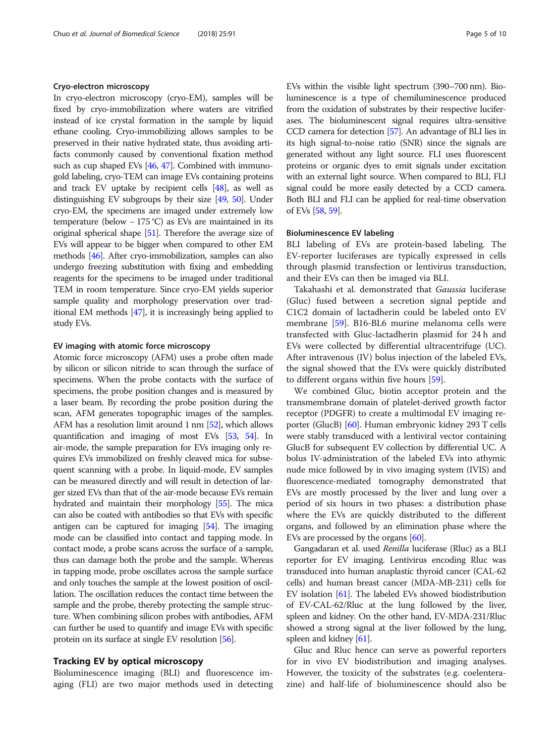#### Cryo-electron microscopy

In cryo-electron microscopy (cryo-EM), samples will be fixed by cryo-immobilization where waters are vitrified instead of ice crystal formation in the sample by liquid ethane cooling. Cryo-immobilizing allows samples to be preserved in their native hydrated state, thus avoiding artifacts commonly caused by conventional fixation method such as cup shaped EVs [46, 47]. Combined with immunogold labeling, cryo-TEM can image EVs containing proteins and track EV uptake by recipient cells [48], as well as distinguishing EV subgroups by their size [49, 50]. Under cryo-EM, the specimens are imaged under extremely low temperature (below − 175 °C) as EVs are maintained in its original spherical shape [51]. Therefore the average size of EVs will appear to be bigger when compared to other EM methods [46]. After cryo-immobilization, samples can also undergo freezing substitution with fixing and embedding reagents for the specimens to be imaged under traditional TEM in room temperature. Since cryo-EM yields superior sample quality and morphology preservation over traditional EM methods [47], it is increasingly being applied to study EVs.

#### EV imaging with atomic force microscopy

Atomic force microscopy (AFM) uses a probe often made by silicon or silicon nitride to scan through the surface of specimens. When the probe contacts with the surface of specimens, the probe position changes and is measured by a laser beam. By recording the probe position during the scan, AFM generates topographic images of the samples. AFM has a resolution limit around 1 nm [52], which allows quantification and imaging of most EVs [53, 54]. In air-mode, the sample preparation for EVs imaging only requires EVs immobilized on freshly cleaved mica for subsequent scanning with a probe. In liquid-mode, EV samples can be measured directly and will result in detection of larger sized EVs than that of the air-mode because EVs remain hydrated and maintain their morphology [55]. The mica can also be coated with antibodies so that EVs with specific antigen can be captured for imaging [54]. The imaging mode can be classified into contact and tapping mode. In contact mode, a probe scans across the surface of a sample, thus can damage both the probe and the sample. Whereas in tapping mode, probe oscillates across the sample surface and only touches the sample at the lowest position of oscillation. The oscillation reduces the contact time between the sample and the probe, thereby protecting the sample structure. When combining silicon probes with antibodies, AFM can further be used to quantify and image EVs with specific protein on its surface at single EV resolution [56].

### Tracking EV by optical microscopy

Bioluminescence imaging (BLI) and fluorescence imaging (FLI) are two major methods used in detecting EVs within the visible light spectrum (390–700 nm). Bioluminescence is a type of chemiluminescence produced from the oxidation of substrates by their respective luciferases. The bioluminescent signal requires ultra-sensitive CCD camera for detection [57]. An advantage of BLI lies in its high signal-to-noise ratio (SNR) since the signals are generated without any light source. FLI uses fluorescent proteins or organic dyes to emit signals under excitation with an external light source. When compared to BLI, FLI signal could be more easily detected by a CCD camera. Both BLI and FLI can be applied for real-time observation of EVs [58, 59].

#### Bioluminescence EV labeling

BLI labeling of EVs are protein-based labeling. The EV-reporter luciferases are typically expressed in cells through plasmid transfection or lentivirus transduction, and their EVs can then be imaged via BLI.

Takahashi et al. demonstrated that *Gaussia* luciferase (Gluc) fused between a secretion signal peptide and C1C2 domain of lactadherin could be labeled onto EV membrane [59]. B16-BL6 murine melanoma cells were transfected with Gluc-lactadherin plasmid for 24 h and EVs were collected by differential ultracentrifuge (UC). After intravenous (IV) bolus injection of the labeled EVs, the signal showed that the EVs were quickly distributed to different organs within five hours [59].

We combined Gluc, biotin acceptor protein and the transmembrane domain of platelet-derived growth factor receptor (PDGFR) to create a multimodal EV imaging reporter (GlucB) [60]. Human embryonic kidney 293 T cells were stably transduced with a lentiviral vector containing GlucB for subsequent EV collection by differential UC. A bolus IV-administration of the labeled EVs into athymic nude mice followed by in vivo imaging system (IVIS) and fluorescence-mediated tomography demonstrated that EVs are mostly processed by the liver and lung over a period of six hours in two phases: a distribution phase where the EVs are quickly distributed to the different organs, and followed by an elimination phase where the EVs are processed by the organs [60].

Gangadaran et al. used *Renilla* luciferase (Rluc) as a BLI reporter for EV imaging. Lentivirus encoding Rluc was transduced into human anaplastic thyroid cancer (CAL-62 cells) and human breast cancer (MDA-MB-231) cells for EV isolation [61]. The labeled EVs showed biodistribution of EV-CAL-62/Rluc at the lung followed by the liver, spleen and kidney. On the other hand, EV-MDA-231/Rluc showed a strong signal at the liver followed by the lung, spleen and kidney [61].

Gluc and Rluc hence can serve as powerful reporters for in vivo EV biodistribution and imaging analyses. However, the toxicity of the substrates (e.g. coelenterazine) and half-life of bioluminescence should also be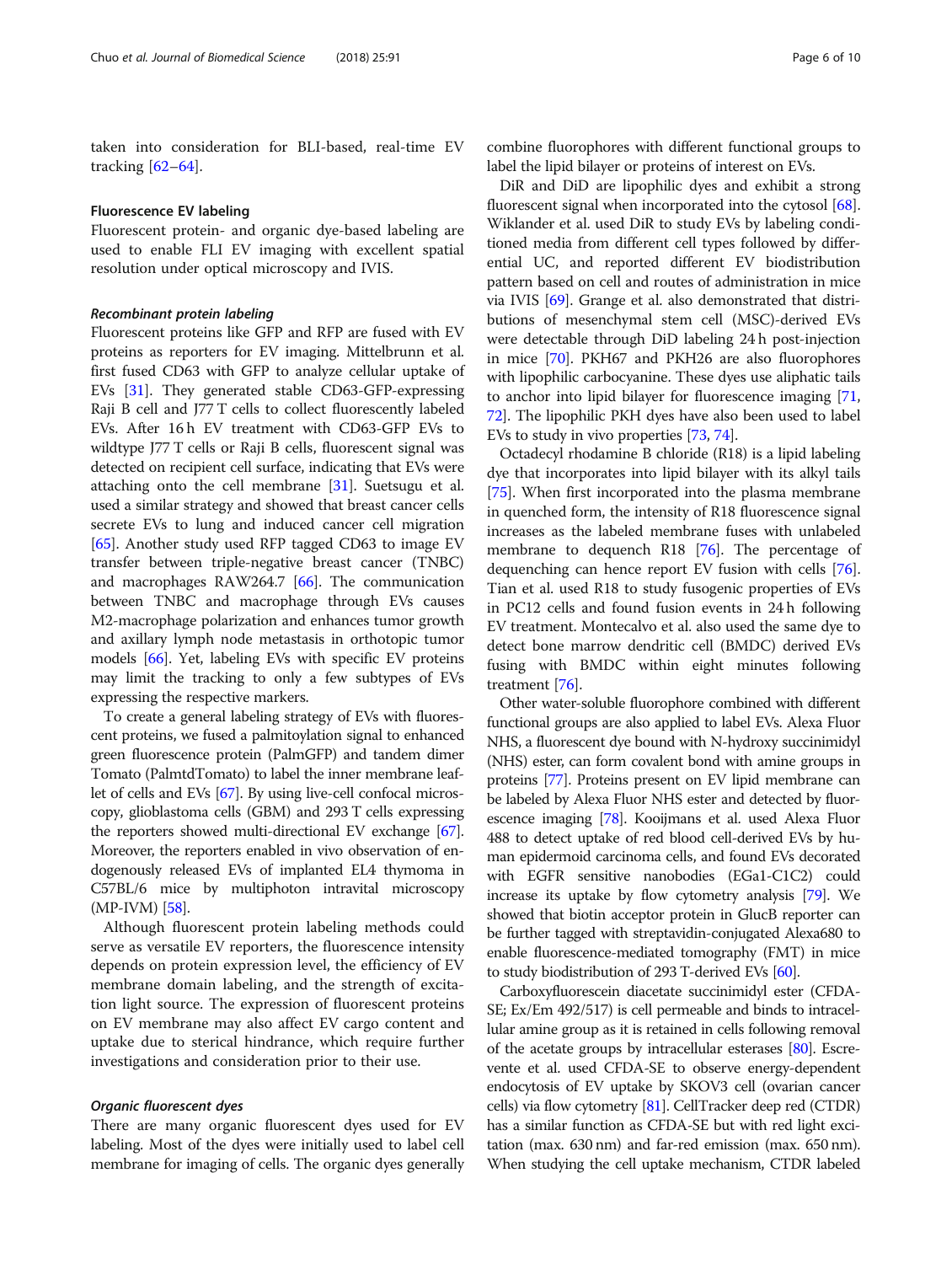taken into consideration for BLI-based, real-time EV tracking [62–64].

### Fluorescence EV labeling

Fluorescent protein- and organic dye-based labeling are used to enable FLI EV imaging with excellent spatial resolution under optical microscopy and IVIS.

#### *Recombinant protein labeling*

Fluorescent proteins like GFP and RFP are fused with EV proteins as reporters for EV imaging. Mittelbrunn et al. first fused CD63 with GFP to analyze cellular uptake of EVs [31]. They generated stable CD63-GFP-expressing Raji B cell and J77 T cells to collect fluorescently labeled EVs. After 16 h EV treatment with CD63-GFP EVs to wildtype J77 T cells or Raji B cells, fluorescent signal was detected on recipient cell surface, indicating that EVs were attaching onto the cell membrane [31]. Suetsugu et al. used a similar strategy and showed that breast cancer cells secrete EVs to lung and induced cancer cell migration [65]. Another study used RFP tagged CD63 to image EV transfer between triple-negative breast cancer (TNBC) and macrophages RAW264.7 [66]. The communication between TNBC and macrophage through EVs causes M2-macrophage polarization and enhances tumor growth and axillary lymph node metastasis in orthotopic tumor models [66]. Yet, labeling EVs with specific EV proteins may limit the tracking to only a few subtypes of EVs expressing the respective markers.

To create a general labeling strategy of EVs with fluorescent proteins, we fused a palmitoylation signal to enhanced green fluorescence protein (PalmGFP) and tandem dimer Tomato (PalmtdTomato) to label the inner membrane leaflet of cells and EVs [67]. By using live-cell confocal microscopy, glioblastoma cells (GBM) and 293 T cells expressing the reporters showed multi-directional EV exchange [67]. Moreover, the reporters enabled in vivo observation of endogenously released EVs of implanted EL4 thymoma in C57BL/6 mice by multiphoton intravital microscopy (MP-IVM) [58].

Although fluorescent protein labeling methods could serve as versatile EV reporters, the fluorescence intensity depends on protein expression level, the efficiency of EV membrane domain labeling, and the strength of excitation light source. The expression of fluorescent proteins on EV membrane may also affect EV cargo content and uptake due to sterical hindrance, which require further investigations and consideration prior to their use.

#### *Organic fluorescent dyes*

There are many organic fluorescent dyes used for EV labeling. Most of the dyes were initially used to label cell membrane for imaging of cells. The organic dyes generally combine fluorophores with different functional groups to label the lipid bilayer or proteins of interest on EVs.

DiR and DiD are lipophilic dyes and exhibit a strong fluorescent signal when incorporated into the cytosol [68]. Wiklander et al. used DiR to study EVs by labeling conditioned media from different cell types followed by differential UC, and reported different EV biodistribution pattern based on cell and routes of administration in mice via IVIS [69]. Grange et al. also demonstrated that distributions of mesenchymal stem cell (MSC)-derived EVs were detectable through DiD labeling 24 h post-injection in mice [70]. PKH67 and PKH26 are also fluorophores with lipophilic carbocyanine. These dyes use aliphatic tails to anchor into lipid bilayer for fluorescence imaging [71, 72]. The lipophilic PKH dyes have also been used to label EVs to study in vivo properties [73, 74].

Octadecyl rhodamine B chloride (R18) is a lipid labeling dye that incorporates into lipid bilayer with its alkyl tails [75]. When first incorporated into the plasma membrane in quenched form, the intensity of R18 fluorescence signal increases as the labeled membrane fuses with unlabeled membrane to dequench R18 [76]. The percentage of dequenching can hence report EV fusion with cells [76]. Tian et al. used R18 to study fusogenic properties of EVs in PC12 cells and found fusion events in 24 h following EV treatment. Montecalvo et al. also used the same dye to detect bone marrow dendritic cell (BMDC) derived EVs fusing with BMDC within eight minutes following treatment [76].

Other water-soluble fluorophore combined with different functional groups are also applied to label EVs. Alexa Fluor NHS, a fluorescent dye bound with N-hydroxy succinimidyl (NHS) ester, can form covalent bond with amine groups in proteins [77]. Proteins present on EV lipid membrane can be labeled by Alexa Fluor NHS ester and detected by fluorescence imaging [78]. Kooijmans et al. used Alexa Fluor 488 to detect uptake of red blood cell-derived EVs by human epidermoid carcinoma cells, and found EVs decorated with EGFR sensitive nanobodies (EGa1-C1C2) could increase its uptake by flow cytometry analysis [79]. We showed that biotin acceptor protein in GlucB reporter can be further tagged with streptavidin-conjugated Alexa680 to enable fluorescence-mediated tomography (FMT) in mice to study biodistribution of 293 T-derived EVs [60].

Carboxyfluorescein diacetate succinimidyl ester (CFDA-SE; Ex/Em 492/517) is cell permeable and binds to intracellular amine group as it is retained in cells following removal of the acetate groups by intracellular esterases [80]. Escrevente et al. used CFDA-SE to observe energy-dependent endocytosis of EV uptake by SKOV3 cell (ovarian cancer cells) via flow cytometry [81]. CellTracker deep red (CTDR) has a similar function as CFDA-SE but with red light excitation (max. 630 nm) and far-red emission (max. 650 nm). When studying the cell uptake mechanism, CTDR labeled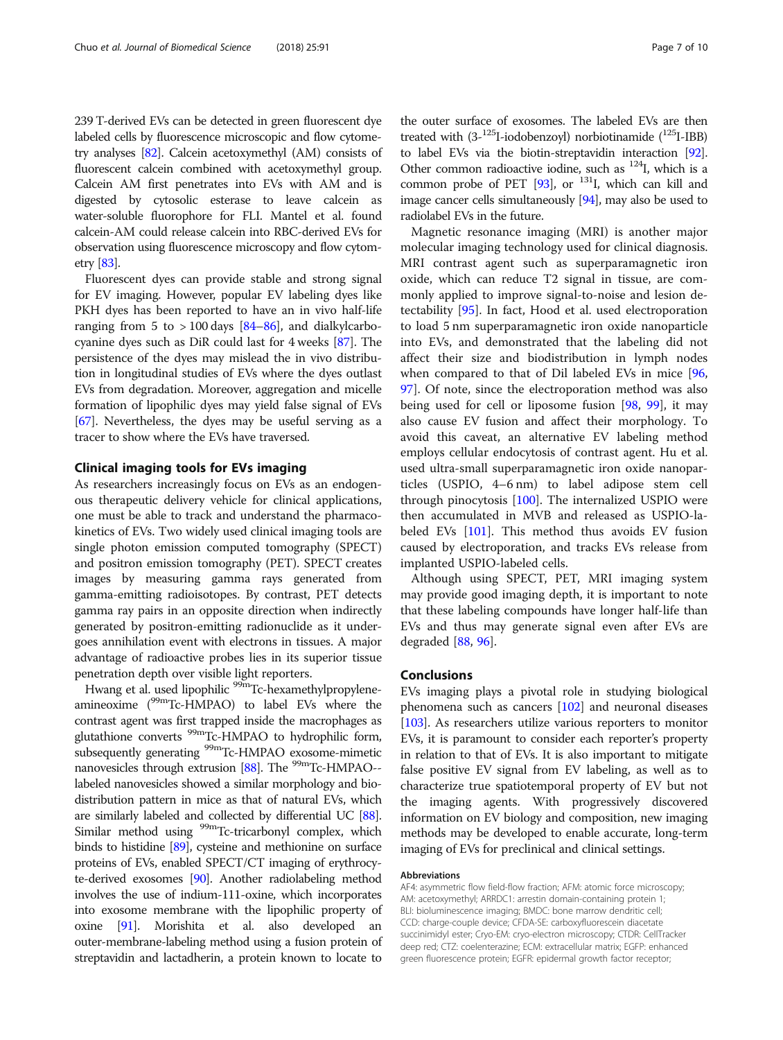239 T-derived EVs can be detected in green fluorescent dye labeled cells by fluorescence microscopic and flow cytometry analyses [82]. Calcein acetoxymethyl (AM) consists of fluorescent calcein combined with acetoxymethyl group. Calcein AM first penetrates into EVs with AM and is digested by cytosolic esterase to leave calcein as water-soluble fluorophore for FLI. Mantel et al. found calcein-AM could release calcein into RBC-derived EVs for observation using fluorescence microscopy and flow cytometry [83].

Fluorescent dyes can provide stable and strong signal for EV imaging. However, popular EV labeling dyes like PKH dyes has been reported to have an in vivo half-life ranging from 5 to > 100 days [84–86], and dialkylcarbocyanine dyes such as DiR could last for 4 weeks [87]. The persistence of the dyes may mislead the in vivo distribution in longitudinal studies of EVs where the dyes outlast EVs from degradation. Moreover, aggregation and micelle formation of lipophilic dyes may yield false signal of EVs [67]. Nevertheless, the dyes may be useful serving as a tracer to show where the EVs have traversed.

## Clinical imaging tools for EVs imaging

As researchers increasingly focus on EVs as an endogenous therapeutic delivery vehicle for clinical applications, one must be able to track and understand the pharmacokinetics of EVs. Two widely used clinical imaging tools are single photon emission computed tomography (SPECT) and positron emission tomography (PET). SPECT creates images by measuring gamma rays generated from gamma-emitting radioisotopes. By contrast, PET detects gamma ray pairs in an opposite direction when indirectly generated by positron-emitting radionuclide as it undergoes annihilation event with electrons in tissues. A major advantage of radioactive probes lies in its superior tissue penetration depth over visible light reporters.

Hwang et al. used lipophilic $^{99m}$Tc-hexamethylpropyleneamineoxime ($^{99m}$Tc-HMPAO) to label EVs where the contrast agent was first trapped inside the macrophages as glutathione converts $^{99m}$Tc-HMPAO to hydrophilic form, subsequently generating $^{99m}$Tc-HMPAO exosome-mimetic nanovesicles through extrusion [88]. The $^{99m}$Tc-HMPAO--labeled nanovesicles showed a similar morphology and biodistribution pattern in mice as that of natural EVs, which are similarly labeled and collected by differential UC [88]. Similar method using $^{99m}$Tc-tricarbonyl complex, which binds to histidine [89], cysteine and methionine on surface proteins of EVs, enabled SPECT/CT imaging of erythrocyte-derived exosomes [90]. Another radiolabeling method involves the use of indium-111-oxine, which incorporates into exosome membrane with the lipophilic property of oxine [91]. Morishita et al. also developed an outer-membrane-labeling method using a fusion protein of streptavidin and lactadherin, a protein known to locate to the outer surface of exosomes. The labeled EVs are then treated with (3-$^{125}$I-iodobenzoyl) norbiotinamide ($^{125}$I-IBB) to label EVs via the biotin-streptavidin interaction [92]. Other common radioactive iodine, such as $^{124}$I, which is a common probe of PET [93], or $^{131}$I, which can kill and image cancer cells simultaneously [94], may also be used to radiolabel EVs in the future.

Magnetic resonance imaging (MRI) is another major molecular imaging technology used for clinical diagnosis. MRI contrast agent such as superparamagnetic iron oxide, which can reduce T2 signal in tissue, are commonly applied to improve signal-to-noise and lesion detectability [95]. In fact, Hood et al. used electroporation to load 5 nm superparamagnetic iron oxide nanoparticle into EVs, and demonstrated that the labeling did not affect their size and biodistribution in lymph nodes when compared to that of DiI labeled EVs in mice [96, 97]. Of note, since the electroporation method was also being used for cell or liposome fusion [98, 99], it may also cause EV fusion and affect their morphology. To avoid this caveat, an alternative EV labeling method employs cellular endocytosis of contrast agent. Hu et al. used ultra-small superparamagnetic iron oxide nanoparticles (USPIO, 4–6 nm) to label adipose stem cell through pinocytosis [100]. The internalized USPIO were then accumulated in MVB and released as USPIO-labeled EVs [101]. This method thus avoids EV fusion caused by electroporation, and tracks EVs release from implanted USPIO-labeled cells.

Although using SPECT, PET, MRI imaging system may provide good imaging depth, it is important to note that these labeling compounds have longer half-life than EVs and thus may generate signal even after EVs are degraded [88, 96].

## Conclusions

EVs imaging plays a pivotal role in studying biological phenomena such as cancers [102] and neuronal diseases [103]. As researchers utilize various reporters to monitor EVs, it is paramount to consider each reporter's property in relation to that of EVs. It is also important to mitigate false positive EV signal from EV labeling, as well as to characterize true spatiotemporal property of EV but not the imaging agents. With progressively discovered information on EV biology and composition, new imaging methods may be developed to enable accurate, long-term imaging of EVs for preclinical and clinical settings.

#### Abbreviations

AF4: asymmetric flow field-flow fraction; AFM: atomic force microscopy; AM: acetoxymethyl; ARRDC1: arrestin domain-containing protein 1; BLI: bioluminescence imaging; BMDC: bone marrow dendritic cell; CCD: charge-couple device; CFDA-SE: carboxyfluorescein diacetate succinimidyl ester; Cryo-EM: cryo-electron microscopy; CTDR: CellTracker deep red; CTZ: coelenterazine; ECM: extracellular matrix; EGFP: enhanced green fluorescence protein; EGFR: epidermal growth factor receptor;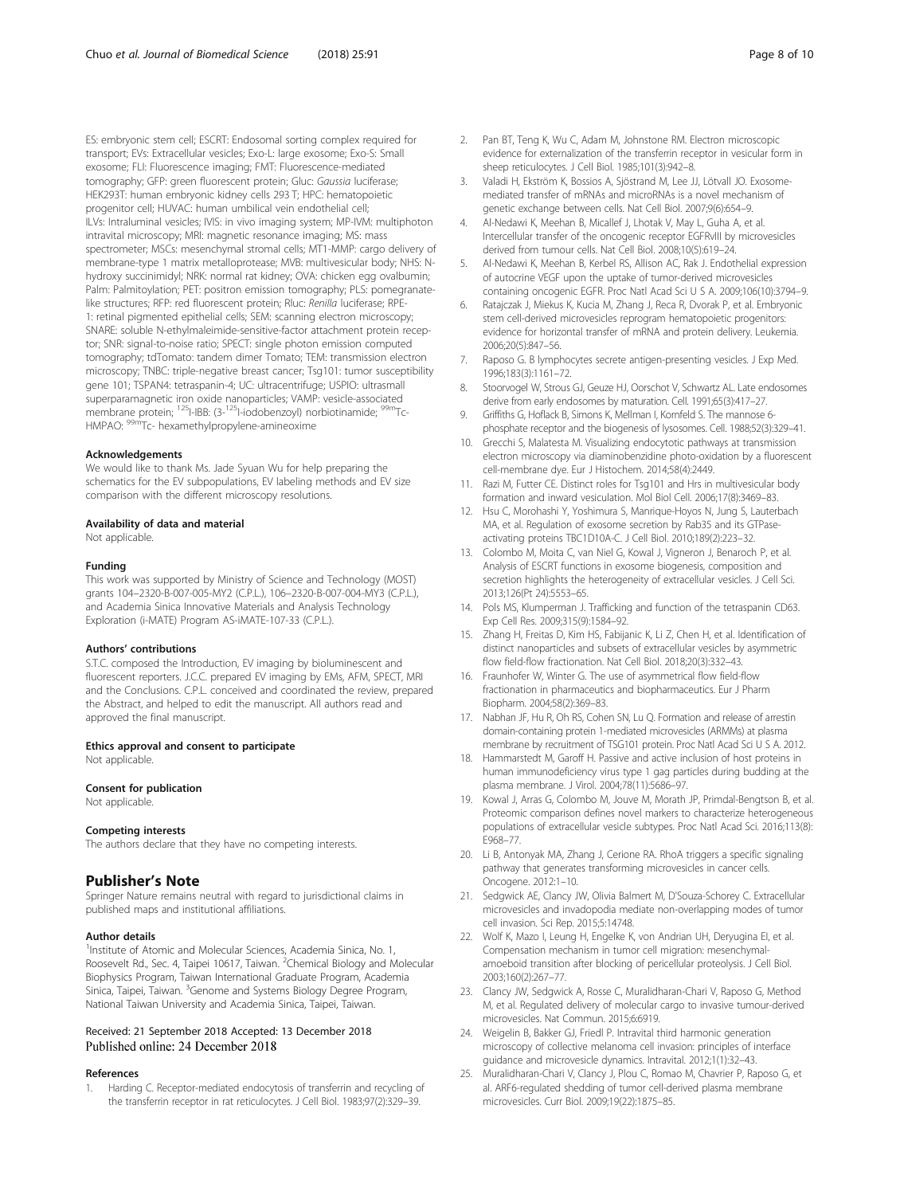ES: embryonic stem cell; ESCRT: Endosomal sorting complex required for transport; EVs: Extracellular vesicles; Exo-L: large exosome; Exo-S: Small exosome; FLI: Fluorescence imaging; FMT: Fluorescence-mediated tomography; GFP: green fluorescent protein; Gluc: *Gaussia* luciferase; HEK293T: human embryonic kidney cells 293 T; HPC: hematopoietic progenitor cell; HUVAC: human umbilical vein endothelial cell; ILVs: Intraluminal vesicles; IVIS: in vivo imaging system; MP-IVM: multiphoton intravital microscopy; MRI: magnetic resonance imaging; MS: mass spectrometer; MSCs: mesenchymal stromal cells; MT1-MMP: cargo delivery of membrane-type 1 matrix metalloprotease; MVB: multivesicular body; NHS: N-hydroxy succinimidyl; NRK: normal rat kidney; OVA: chicken egg ovalbumin; Palm: Palmitoylation; PET: positron emission tomography; PLS: pomegranate-like structures; RFP: red fluorescent protein; Rluc: *Renilla* luciferase; RPE-1: retinal pigmented epithelial cells; SEM: scanning electron microscopy; SNARE: soluble N-ethylmaleimide-sensitive-factor attachment protein receptor; SNR: signal-to-noise ratio; SPECT: single photon emission computed tomography; tdTomato: tandem dimer Tomato; TEM: transmission electron microscopy; TNBC: triple-negative breast cancer; Tsg101: tumor susceptibility gene 101; TSPAN4: tetraspanin-4; UC: ultracentrifuge; USPIO: ultrasmall superparamagnetic iron oxide nanoparticles; VAMP: vesicle-associated membrane protein; $^{125}$I-IBB: (3-$^{125}$I-iodobenzoyl) norbiotinamide; $^{99m}$Tc-HMPAO: $^{99m}$Tc- hexamethylpropylene-amineoxime

#### Acknowledgements

We would like to thank Ms. Jade Syuan Wu for help preparing the schematics for the EV subpopulations, EV labeling methods and EV size comparison with the different microscopy resolutions.

#### Availability of data and material

Not applicable.

#### Funding

This work was supported by Ministry of Science and Technology (MOST) grants 104–2320-B-007-005-MY2 (C.P.L.), 106–2320-B-007-004-MY3 (C.P.L.), and Academia Sinica Innovative Materials and Analysis Technology Exploration (i-MATE) Program AS-iMATE-107-33 (C.P.L.).

#### Authors' contributions

S.T.C. composed the Introduction, EV imaging by bioluminescent and fluorescent reporters. J.C.C. prepared EV imaging by EMs, AFM, SPECT, MRI and the Conclusions. C.P.L. conceived and coordinated the review, prepared the Abstract, and helped to edit the manuscript. All authors read and approved the final manuscript.

#### Ethics approval and consent to participate

Not applicable.

#### Consent for publication

Not applicable.

#### Competing interests

The authors declare that they have no competing interests.

## Publisher's Note

Springer Nature remains neutral with regard to jurisdictional claims in published maps and institutional affiliations.

#### Author details

[1]Institute of Atomic and Molecular Sciences, Academia Sinica, No. 1, Roosevelt Rd., Sec. 4, Taipei 10617, Taiwan. [2]Chemical Biology and Molecular Biophysics Program, Taiwan International Graduate Program, Academia Sinica, Taipei, Taiwan. [3]Genome and Systems Biology Degree Program, National Taiwan University and Academia Sinica, Taipei, Taiwan.

Received: 21 September 2018 Accepted: 13 December 2018
Published online: 24 December 2018

#### References

1. Harding C. Receptor-mediated endocytosis of transferrin and recycling of the transferrin receptor in rat reticulocytes. J Cell Biol. 1983;97(2):329–39.
2. Pan BT, Teng K, Wu C, Adam M, Johnstone RM. Electron microscopic evidence for externalization of the transferrin receptor in vesicular form in sheep reticulocytes. J Cell Biol. 1985;101(3):942–8.
3. Valadi H, Ekström K, Bossios A, Sjöstrand M, Lee JJ, Lötvall JO. Exosome-mediated transfer of mRNAs and microRNAs is a novel mechanism of genetic exchange between cells. Nat Cell Biol. 2007;9(6):654–9.
4. Al-Nedawi K, Meehan B, Micallef J, Lhotak V, May L, Guha A, et al. Intercellular transfer of the oncogenic receptor EGFRvIII by microvesicles derived from tumour cells. Nat Cell Biol. 2008;10(5):619–24.
5. Al-Nedawi K, Meehan B, Kerbel RS, Allison AC, Rak J. Endothelial expression of autocrine VEGF upon the uptake of tumor-derived microvesicles containing oncogenic EGFR. Proc Natl Acad Sci U S A. 2009;106(10):3794–9.
6. Ratajczak J, Miekus K, Kucia M, Zhang J, Reca R, Dvorak P, et al. Embryonic stem cell-derived microvesicles reprogram hematopoietic progenitors: evidence for horizontal transfer of mRNA and protein delivery. Leukemia. 2006;20(5):847–56.
7. Raposo G. B lymphocytes secrete antigen-presenting vesicles. J Exp Med. 1996;183(3):1161–72.
8. Stoorvogel W, Strous GJ, Geuze HJ, Oorschot V, Schwartz AL. Late endosomes derive from early endosomes by maturation. Cell. 1991;65(3):417–27.
9. Griffiths G, Hoflack B, Simons K, Mellman I, Kornfeld S. The mannose 6-phosphate receptor and the biogenesis of lysosomes. Cell. 1988;52(3):329–41.
10. Grecchi S, Malatesta M. Visualizing endocytotic pathways at transmission electron microscopy via diaminobenzidine photo-oxidation by a fluorescent cell-membrane dye. Eur J Histochem. 2014;58(4):2449.
11. Razi M, Futter CE. Distinct roles for Tsg101 and Hrs in multivesicular body formation and inward vesiculation. Mol Biol Cell. 2006;17(8):3469–83.
12. Hsu C, Morohashi Y, Yoshimura S, Manrique-Hoyos N, Jung S, Lauterbach MA, et al. Regulation of exosome secretion by Rab35 and its GTPase-activating proteins TBC1D10A-C. J Cell Biol. 2010;189(2):223–32.
13. Colombo M, Moita C, van Niel G, Kowal J, Vigneron J, Benaroch P, et al. Analysis of ESCRT functions in exosome biogenesis, composition and secretion highlights the heterogeneity of extracellular vesicles. J Cell Sci. 2013;126(Pt 24):5553–65.
14. Pols MS, Klumperman J. Trafficking and function of the tetraspanin CD63. Exp Cell Res. 2009;315(9):1584–92.
15. Zhang H, Freitas D, Kim HS, Fabijanic K, Li Z, Chen H, et al. Identification of distinct nanoparticles and subsets of extracellular vesicles by asymmetric flow field-flow fractionation. Nat Cell Biol. 2018;20(3):332–43.
16. Fraunhofer W, Winter G. The use of asymmetrical flow field-flow fractionation in pharmaceutics and biopharmaceutics. Eur J Pharm Biopharm. 2004;58(2):369–83.
17. Nabhan JF, Hu R, Oh RS, Cohen SN, Lu Q. Formation and release of arrestin domain-containing protein 1-mediated microvesicles (ARMMs) at plasma membrane by recruitment of TSG101 protein. Proc Natl Acad Sci U S A. 2012.
18. Hammarstedt M, Garoff H. Passive and active inclusion of host proteins in human immunodeficiency virus type 1 gag particles during budding at the plasma membrane. J Virol. 2004;78(11):5686–97.
19. Kowal J, Arras G, Colombo M, Jouve M, Morath JP, Primdal-Bengtson B, et al. Proteomic comparison defines novel markers to characterize heterogeneous populations of extracellular vesicle subtypes. Proc Natl Acad Sci. 2016;113(8):E968–77.
20. Li B, Antonyak MA, Zhang J, Cerione RA. RhoA triggers a specific signaling pathway that generates transforming microvesicles in cancer cells. Oncogene. 2012:1–10.
21. Sedgwick AE, Clancy JW, Olivia Balmert M, D'Souza-Schorey C. Extracellular microvesicles and invadopodia mediate non-overlapping modes of tumor cell invasion. Sci Rep. 2015;5:14748.
22. Wolf K, Mazo I, Leung H, Engelke K, von Andrian UH, Deryugina EI, et al. Compensation mechanism in tumor cell migration: mesenchymal-amoeboid transition after blocking of pericellular proteolysis. J Cell Biol. 2003;160(2):267–77.
23. Clancy JW, Sedgwick A, Rosse C, Muralidharan-Chari V, Raposo G, Method M, et al. Regulated delivery of molecular cargo to invasive tumour-derived microvesicles. Nat Commun. 2015;6:6919.
24. Weigelin B, Bakker GJ, Friedl P. Intravital third harmonic generation microscopy of collective melanoma cell invasion: principles of interface guidance and microvesicle dynamics. Intravital. 2012;1(1):32–43.
25. Muralidharan-Chari V, Clancy J, Plou C, Romao M, Chavrier P, Raposo G, et al. ARF6-regulated shedding of tumor cell-derived plasma membrane microvesicles. Curr Biol. 2009;19(22):1875–85.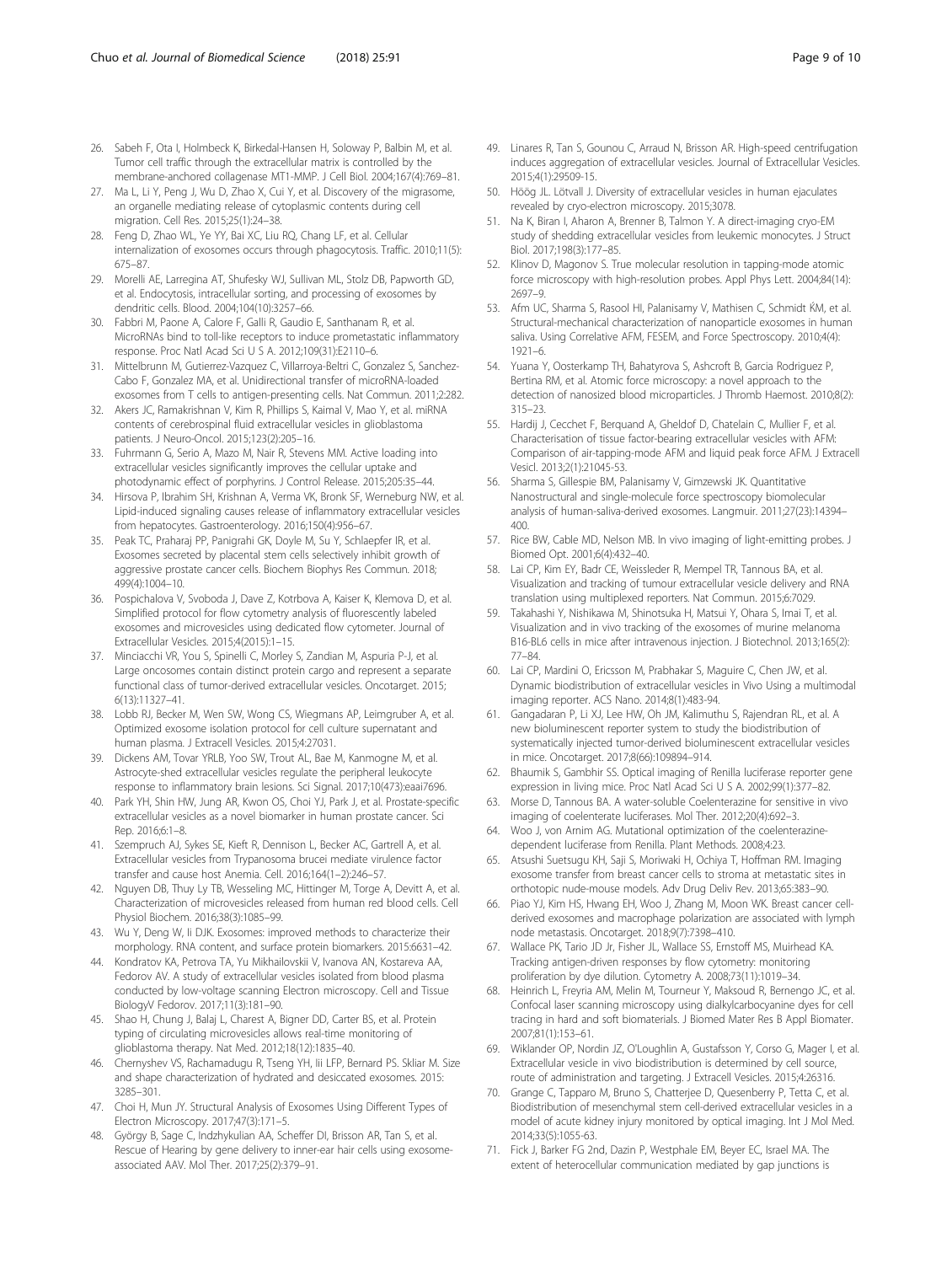26. Sabeh F, Ota I, Holmbeck K, Birkedal-Hansen H, Soloway P, Balbin M, et al. Tumor cell traffic through the extracellular matrix is controlled by the membrane-anchored collagenase MT1-MMP. J Cell Biol. 2004;167(4):769–81.
27. Ma L, Li Y, Peng J, Wu D, Zhao X, Cui Y, et al. Discovery of the migrasome, an organelle mediating release of cytoplasmic contents during cell migration. Cell Res. 2015;25(1):24–38.
28. Feng D, Zhao WL, Ye YY, Bai XC, Liu RQ, Chang LF, et al. Cellular internalization of exosomes occurs through phagocytosis. Traffic. 2010;11(5): 675–87.
29. Morelli AE, Larregina AT, Shufesky WJ, Sullivan ML, Stolz DB, Papworth GD, et al. Endocytosis, intracellular sorting, and processing of exosomes by dendritic cells. Blood. 2004;104(10):3257–66.
30. Fabbri M, Paone A, Calore F, Galli R, Gaudio E, Santhanam R, et al. MicroRNAs bind to toll-like receptors to induce prometastatic inflammatory response. Proc Natl Acad Sci U S A. 2012;109(31):E2110–6.
31. Mittelbrunn M, Gutierrez-Vazquez C, Villarroya-Beltri C, Gonzalez S, Sanchez-Cabo F, Gonzalez MA, et al. Unidirectional transfer of microRNA-loaded exosomes from T cells to antigen-presenting cells. Nat Commun. 2011;2:282.
32. Akers JC, Ramakrishnan V, Kim R, Phillips S, Kaimal V, Mao Y, et al. miRNA contents of cerebrospinal fluid extracellular vesicles in glioblastoma patients. J Neuro-Oncol. 2015;123(2):205–16.
33. Fuhrmann G, Serio A, Mazo M, Nair R, Stevens MM. Active loading into extracellular vesicles significantly improves the cellular uptake and photodynamic effect of porphyrins. J Control Release. 2015;205:35–44.
34. Hirsova P, Ibrahim SH, Krishnan A, Verma VK, Bronk SF, Werneburg NW, et al. Lipid-induced signaling causes release of inflammatory extracellular vesicles from hepatocytes. Gastroenterology. 2016;150(4):956–67.
35. Peak TC, Praharaj PP, Panigrahi GK, Doyle M, Su Y, Schlaepfer IR, et al. Exosomes secreted by placental stem cells selectively inhibit growth of aggressive prostate cancer cells. Biochem Biophys Res Commun. 2018; 499(4):1004–10.
36. Pospichalova V, Svoboda J, Dave Z, Kotrbova A, Kaiser K, Klemova D, et al. Simplified protocol for flow cytometry analysis of fluorescently labeled exosomes and microvesicles using dedicated flow cytometer. Journal of Extracellular Vesicles. 2015;4(2015):1–15.
37. Minciacchi VR, You S, Spinelli C, Morley S, Zandian M, Aspuria P-J, et al. Large oncosomes contain distinct protein cargo and represent a separate functional class of tumor-derived extracellular vesicles. Oncotarget. 2015; 6(13):11327–41.
38. Lobb RJ, Becker M, Wen SW, Wong CS, Wiegmans AP, Leimgruber A, et al. Optimized exosome isolation protocol for cell culture supernatant and human plasma. J Extracell Vesicles. 2015;4:27031.
39. Dickens AM, Tovar YRLB, Yoo SW, Trout AL, Bae M, Kanmogne M, et al. Astrocyte-shed extracellular vesicles regulate the peripheral leukocyte response to inflammatory brain lesions. Sci Signal. 2017;10(473):eaai7696.
40. Park YH, Shin HW, Jung AR, Kwon OS, Choi YJ, Park J, et al. Prostate-specific extracellular vesicles as a novel biomarker in human prostate cancer. Sci Rep. 2016;6:1–8.
41. Szempruch AJ, Sykes SE, Kieft R, Dennison L, Becker AC, Gartrell A, et al. Extracellular vesicles from Trypanosoma brucei mediate virulence factor transfer and cause host Anemia. Cell. 2016;164(1–2):246–57.
42. Nguyen DB, Thuy Ly TB, Wesseling MC, Hittinger M, Torge A, Devitt A, et al. Characterization of microvesicles released from human red blood cells. Cell Physiol Biochem. 2016;38(3):1085–99.
43. Wu Y, Deng W, Ii DJK. Exosomes: improved methods to characterize their morphology. RNA content, and surface protein biomarkers. 2015:6631–42.
44. Kondratov KA, Petrova TA, Yu Mikhailovskii V, Ivanova AN, Kostareva AA, Fedorov AV. A study of extracellular vesicles isolated from blood plasma conducted by low-voltage scanning Electron microscopy. Cell and Tissue BiologyV Fedorov. 2017;11(3):181–90.
45. Shao H, Chung J, Balaj L, Charest A, Bigner DD, Carter BS, et al. Protein typing of circulating microvesicles allows real-time monitoring of glioblastoma therapy. Nat Med. 2012;18(12):1835–40.
46. Chernyshev VS, Rachamadugu R, Tseng YH, Iii LFP, Bernard PS. Skliar M. Size and shape characterization of hydrated and desiccated exosomes. 2015: 3285–301.
47. Choi H, Mun JY. Structural Analysis of Exosomes Using Different Types of Electron Microscopy. 2017;47(3):171–5.
48. György B, Sage C, Indzhykulian AA, Scheffer DI, Brisson AR, Tan S, et al. Rescue of Hearing by gene delivery to inner-ear hair cells using exosome-associated AAV. Mol Ther. 2017;25(2):379–91.
49. Linares R, Tan S, Gounou C, Arraud N, Brisson AR. High-speed centrifugation induces aggregation of extracellular vesicles. Journal of Extracellular Vesicles. 2015;4(1):29509-15.
50. Höög JL. Lötvall J. Diversity of extracellular vesicles in human ejaculates revealed by cryo-electron microscopy. 2015;3078.
51. Na K, Biran I, Aharon A, Brenner B, Talmon Y. A direct-imaging cryo-EM study of shedding extracellular vesicles from leukemic monocytes. J Struct Biol. 2017;198(3):177–85.
52. Klinov D, Magonov S. True molecular resolution in tapping-mode atomic force microscopy with high-resolution probes. Appl Phys Lett. 2004;84(14): 2697–9.
53. Afm UC, Sharma S, Rasool HI, Palanisamy V, Mathisen C, Schmidt ḰM, et al. Structural-mechanical characterization of nanoparticle exosomes in human saliva. Using Correlative AFM, FESEM, and Force Spectroscopy. 2010;4(4): 1921–6.
54. Yuana Y, Oosterkamp TH, Bahatyrova S, Ashcroft B, Garcia Rodriguez P, Bertina RM, et al. Atomic force microscopy: a novel approach to the detection of nanosized blood microparticles. J Thromb Haemost. 2010;8(2): 315–23.
55. Hardij J, Cecchet F, Berquand A, Gheldof D, Chatelain C, Mullier F, et al. Characterisation of tissue factor-bearing extracellular vesicles with AFM: Comparison of air-tapping-mode AFM and liquid peak force AFM. J Extracell Vesicl. 2013;2(1):21045-53.
56. Sharma S, Gillespie BM, Palanisamy V, Gimzewski JK. Quantitative Nanostructural and single-molecule force spectroscopy biomolecular analysis of human-saliva-derived exosomes. Langmuir. 2011;27(23):14394–400.
57. Rice BW, Cable MD, Nelson MB. In vivo imaging of light-emitting probes. J Biomed Opt. 2001;6(4):432–40.
58. Lai CP, Kim EY, Badr CE, Weissleder R, Mempel TR, Tannous BA, et al. Visualization and tracking of tumour extracellular vesicle delivery and RNA translation using multiplexed reporters. Nat Commun. 2015;6:7029.
59. Takahashi Y, Nishikawa M, Shinotsuka H, Matsui Y, Ohara S, Imai T, et al. Visualization and in vivo tracking of the exosomes of murine melanoma B16-BL6 cells in mice after intravenous injection. J Biotechnol. 2013;165(2): 77–84.
60. Lai CP, Mardini O, Ericsson M, Prabhakar S, Maguire C, Chen JW, et al. Dynamic biodistribution of extracellular vesicles in Vivo Using a multimodal imaging reporter. ACS Nano. 2014;8(1):483-94.
61. Gangadaran P, Li XJ, Lee HW, Oh JM, Kalimuthu S, Rajendran RL, et al. A new bioluminescent reporter system to study the biodistribution of systematically injected tumor-derived bioluminescent extracellular vesicles in mice. Oncotarget. 2017;8(66):109894–914.
62. Bhaumik S, Gambhir SS. Optical imaging of Renilla luciferase reporter gene expression in living mice. Proc Natl Acad Sci U S A. 2002;99(1):377–82.
63. Morse D, Tannous BA. A water-soluble Coelenterazine for sensitive in vivo imaging of coelenterate luciferases. Mol Ther. 2012;20(4):692–3.
64. Woo J, von Arnim AG. Mutational optimization of the coelenterazine-dependent luciferase from Renilla. Plant Methods. 2008;4:23.
65. Atsushi Suetsugu KH, Saji S, Moriwaki H, Ochiya T, Hoffman RM. Imaging exosome transfer from breast cancer cells to stroma at metastatic sites in orthotopic nude-mouse models. Adv Drug Deliv Rev. 2013;65:383–90.
66. Piao YJ, Kim HS, Hwang EH, Woo J, Zhang M, Moon WK. Breast cancer cell-derived exosomes and macrophage polarization are associated with lymph node metastasis. Oncotarget. 2018;9(7):7398–410.
67. Wallace PK, Tario JD Jr, Fisher JL, Wallace SS, Ernstoff MS, Muirhead KA. Tracking antigen-driven responses by flow cytometry: monitoring proliferation by dye dilution. Cytometry A. 2008;73(11):1019–34.
68. Heinrich L, Freyria AM, Melin M, Tourneur Y, Maksoud R, Bernengo JC, et al. Confocal laser scanning microscopy using dialkylcarbocyanine dyes for cell tracing in hard and soft biomaterials. J Biomed Mater Res B Appl Biomater. 2007;81(1):153–61.
69. Wiklander OP, Nordin JZ, O'Loughlin A, Gustafsson Y, Corso G, Mager I, et al. Extracellular vesicle in vivo biodistribution is determined by cell source, route of administration and targeting. J Extracell Vesicles. 2015;4:26316.
70. Grange C, Tapparo M, Bruno S, Chatterjee D, Quesenberry P, Tetta C, et al. Biodistribution of mesenchymal stem cell-derived extracellular vesicles in a model of acute kidney injury monitored by optical imaging. Int J Mol Med. 2014;33(5):1055-63.
71. Fick J, Barker FG 2nd, Dazin P, Westphale EM, Beyer EC, Israel MA. The extent of heterocellular communication mediated by gap junctions is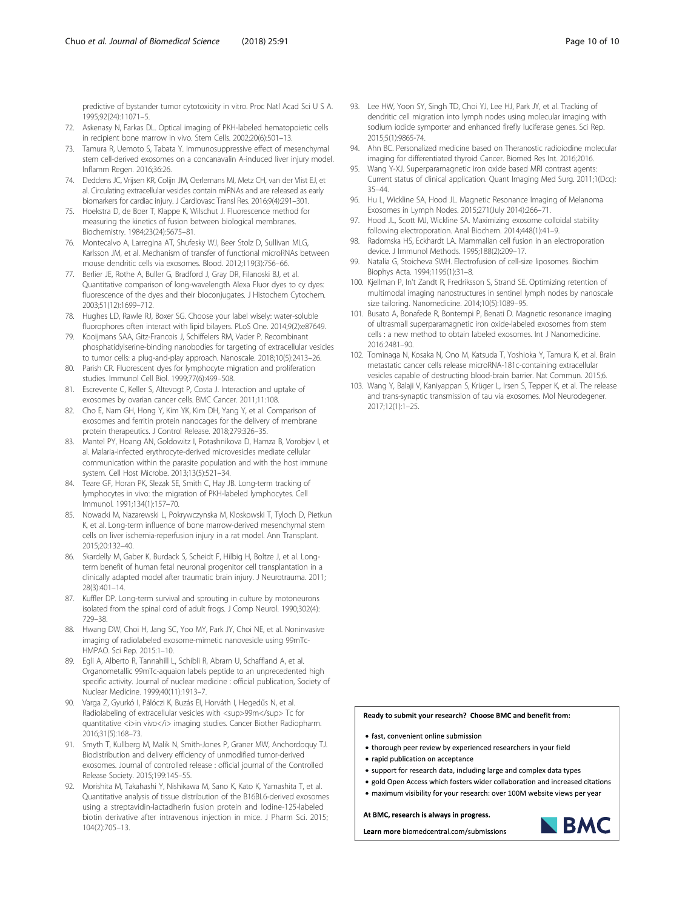predictive of bystander tumor cytotoxicity in vitro. Proc Natl Acad Sci U S A. 1995;92(24):11071–5.

72. Askenasy N, Farkas DL. Optical imaging of PKH-labeled hematopoietic cells in recipient bone marrow in vivo. Stem Cells. 2002;20(6):501–13.
73. Tamura R, Uemoto S, Tabata Y. Immunosuppressive effect of mesenchymal stem cell-derived exosomes on a concanavalin A-induced liver injury model. Inflamm Regen. 2016;36:26.
74. Deddens JC, Vrijsen KR, Colijn JM, Oerlemans MI, Metz CH, van der Vlist EJ, et al. Circulating extracellular vesicles contain miRNAs and are released as early biomarkers for cardiac injury. J Cardiovasc Transl Res. 2016;9(4):291–301.
75. Hoekstra D, de Boer T, Klappe K, Wilschut J. Fluorescence method for measuring the kinetics of fusion between biological membranes. Biochemistry. 1984;23(24):5675–81.
76. Montecalvo A, Larregina AT, Shufesky WJ, Beer Stolz D, Sullivan MLG, Karlsson JM, et al. Mechanism of transfer of functional microRNAs between mouse dendritic cells via exosomes. Blood. 2012;119(3):756–66.
77. Berlier JE, Rothe A, Buller G, Bradford J, Gray DR, Filanoski BJ, et al. Quantitative comparison of long-wavelength Alexa Fluor dyes to cy dyes: fluorescence of the dyes and their bioconjugates. J Histochem Cytochem. 2003;51(12):1699–712.
78. Hughes LD, Rawle RJ, Boxer SG. Choose your label wisely: water-soluble fluorophores often interact with lipid bilayers. PLoS One. 2014;9(2):e87649.
79. Kooijmans SAA, Gitz-Francois J, Schiffelers RM, Vader P. Recombinant phosphatidylserine-binding nanobodies for targeting of extracellular vesicles to tumor cells: a plug-and-play approach. Nanoscale. 2018;10(5):2413–26.
80. Parish CR. Fluorescent dyes for lymphocyte migration and proliferation studies. Immunol Cell Biol. 1999;77(6):499–508.
81. Escrevente C, Keller S, Altevogt P, Costa J. Interaction and uptake of exosomes by ovarian cancer cells. BMC Cancer. 2011;11:108.
82. Cho E, Nam GH, Hong Y, Kim YK, Kim DH, Yang Y, et al. Comparison of exosomes and ferritin protein nanocages for the delivery of membrane protein therapeutics. J Control Release. 2018;279:326–35.
83. Mantel PY, Hoang AN, Goldowitz I, Potashnikova D, Hamza B, Vorobjev I, et al. Malaria-infected erythrocyte-derived microvesicles mediate cellular communication within the parasite population and with the host immune system. Cell Host Microbe. 2013;13(5):521–34.
84. Teare GF, Horan PK, Slezak SE, Smith C, Hay JB. Long-term tracking of lymphocytes in vivo: the migration of PKH-labeled lymphocytes. Cell Immunol. 1991;134(1):157–70.
85. Nowacki M, Nazarewski L, Pokrywczynska M, Kloskowski T, Tyloch D, Pietkun K, et al. Long-term influence of bone marrow-derived mesenchymal stem cells on liver ischemia-reperfusion injury in a rat model. Ann Transplant. 2015;20:132–40.
86. Skardelly M, Gaber K, Burdack S, Scheidt F, Hilbig H, Boltze J, et al. Long-term benefit of human fetal neuronal progenitor cell transplantation in a clinically adapted model after traumatic brain injury. J Neurotrauma. 2011; 28(3):401–14.
87. Kuffler DP. Long-term survival and sprouting in culture by motoneurons isolated from the spinal cord of adult frogs. J Comp Neurol. 1990;302(4): 729–38.
88. Hwang DW, Choi H, Jang SC, Yoo MY, Park JY, Choi NE, et al. Noninvasive imaging of radiolabeled exosome-mimetic nanovesicle using 99mTc-HMPAO. Sci Rep. 2015:1–10.
89. Egli A, Alberto R, Tannahill L, Schibli R, Abram U, Schaffland A, et al. Organometallic 99mTc-aquaion labels peptide to an unprecedented high specific activity. Journal of nuclear medicine : official publication, Society of Nuclear Medicine. 1999;40(11):1913–7.
90. Varga Z, Gyurkó I, Pálóczi K, Buzás EI, Horváth I, Hegedűs N, et al. Radiolabeling of extracellular vesicles with <sup>99m</sup> Tc for quantitative <i>in vivo</i> imaging studies. Cancer Biother Radiopharm. 2016;31(5):168–73.
91. Smyth T, Kullberg M, Malik N, Smith-Jones P, Graner MW, Anchordoquy TJ. Biodistribution and delivery efficiency of unmodified tumor-derived exosomes. Journal of controlled release : official journal of the Controlled Release Society. 2015;199:145–55.
92. Morishita M, Takahashi Y, Nishikawa M, Sano K, Kato K, Yamashita T, et al. Quantitative analysis of tissue distribution of the B16BL6-derived exosomes using a streptavidin-lactadherin fusion protein and Iodine-125-labeled biotin derivative after intravenous injection in mice. J Pharm Sci. 2015; 104(2):705–13.
93. Lee HW, Yoon SY, Singh TD, Choi YJ, Lee HJ, Park JY, et al. Tracking of dendritic cell migration into lymph nodes using molecular imaging with sodium iodide symporter and enhanced firefly luciferase genes. Sci Rep. 2015;5(1):9865-74.
94. Ahn BC. Personalized medicine based on Theranostic radioiodine molecular imaging for differentiated thyroid Cancer. Biomed Res Int. 2016;2016.
95. Wang Y-XJ. Superparamagnetic iron oxide based MRI contrast agents: Current status of clinical application. Quant Imaging Med Surg. 2011;1(Dcc): 35–44.
96. Hu L, Wickline SA, Hood JL. Magnetic Resonance Imaging of Melanoma Exosomes in Lymph Nodes. 2015;271(July 2014):266–71.
97. Hood JL, Scott MJ, Wickline SA. Maximizing exosome colloidal stability following electroporation. Anal Biochem. 2014;448(1):41–9.
98. Radomska HS, Eckhardt LA. Mammalian cell fusion in an electroporation device. J Immunol Methods. 1995;188(2):209–17.
99. Natalia G, Stoicheva SWH. Electrofusion of cell-size liposomes. Biochim Biophys Acta. 1994;1195(1):31–8.
100. Kjellman P, In't Zandt R, Fredriksson S, Strand SE. Optimizing retention of multimodal imaging nanostructures in sentinel lymph nodes by nanoscale size tailoring. Nanomedicine. 2014;10(5):1089–95.
101. Busato A, Bonafede R, Bontempi P, Benati D. Magnetic resonance imaging of ultrasmall superparamagnetic iron oxide-labeled exosomes from stem cells : a new method to obtain labeled exosomes. Int J Nanomedicine. 2016:2481–90.
102. Tominaga N, Kosaka N, Ono M, Katsuda T, Yoshioka Y, Tamura K, et al. Brain metastatic cancer cells release microRNA-181c-containing extracellular vesicles capable of destructing blood-brain barrier. Nat Commun. 2015;6.
103. Wang Y, Balaji V, Kaniyappan S, Krüger L, Irsen S, Tepper K, et al. The release and trans-synaptic transmission of tau via exosomes. Mol Neurodegener. 2017;12(1):1–25.

**Ready to submit your research? Choose BMC and benefit from:**

- fast, convenient online submission
- thorough peer review by experienced researchers in your field
- rapid publication on acceptance
- support for research data, including large and complex data types
- gold Open Access which fosters wider collaboration and increased citations
- maximum visibility for your research: over 100M website views per year

**At BMC, research is always in progress.**

**Learn more** biomedcentral.com/submissions

BMC